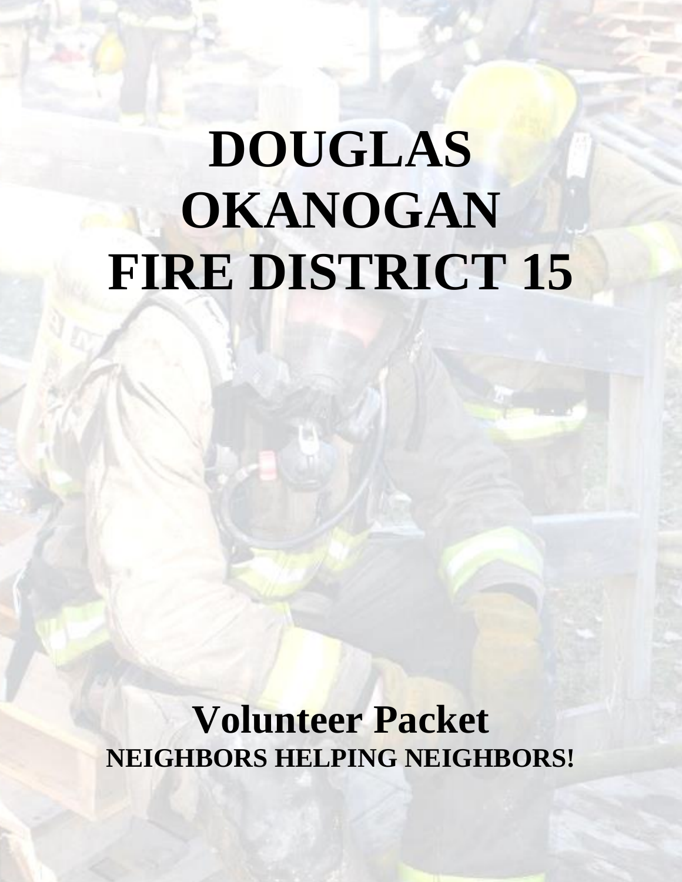# DOUGLAS OKANOGAN FIRE DISTRICT 15

## Volunteer Packet

**NEIGHBORS HELPING NEIGHBORS!**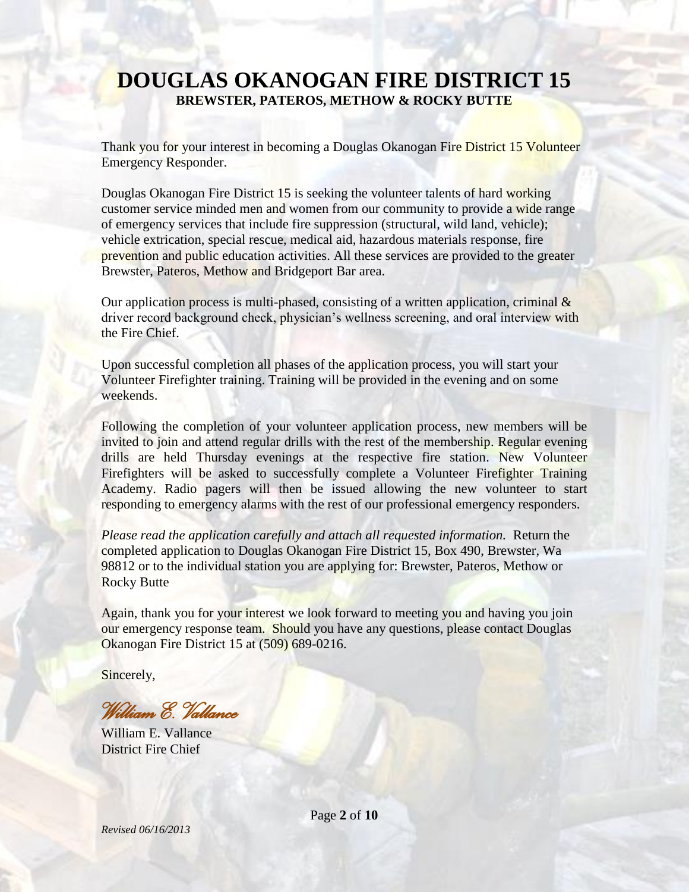# DOUGLAS OKANOGAN FIRE DISTRICT 15

**BREWSTER, PATEROS, METHOW & ROCKY BUTTE**

Thank you for your interest in becoming a Douglas Okanogan Fire District 15 Volunteer Emergency Responder.

Douglas Okanogan Fire District 15 is seeking the volunteer talents of hard working customer service minded men and women from our community to provide a wide range of emergency services that include fire suppression (structural, wild land, vehicle); vehicle extrication, special rescue, medical aid, hazardous materials response, fire prevention and public education activities. All these services are provided to the greater Brewster, Pateros, Methow and Bridgeport Bar area.

Our application process is multi-phased, consisting of a written application, criminal & driver record background check, physician's wellness screening, and oral interview with the Fire Chief.

Upon successful completion all phases of the application process, you will start your Volunteer Firefighter training. Training will be provided in the evening and on some weekends.

Following the completion of your volunteer application process, new members will be invited to join and attend regular drills with the rest of the membership. Regular evening drills are held Thursday evenings at the respective fire station. New Volunteer Firefighters will be asked to successfully complete a Volunteer Firefighter Training Academy. Radio pagers will then be issued allowing the new volunteer to start responding to emergency alarms with the rest of our professional emergency responders.

*Please read the application carefully and attach all requested information.* Return the completed application to Douglas Okanogan Fire District 15, Box 490, Brewster, Wa 98812 or to the individual station you are applying for: Brewster, Pateros, Methow or Rocky Butte

Again, thank you for your interest we look forward to meeting you and having you join our emergency response team. Should you have any questions, please contact Douglas Okanogan Fire District 15 at (509) 689-0216.

Sincerely,

*William E. Vallance*

William E. Vallance
District Fire Chief

*Revised 06/16/2013*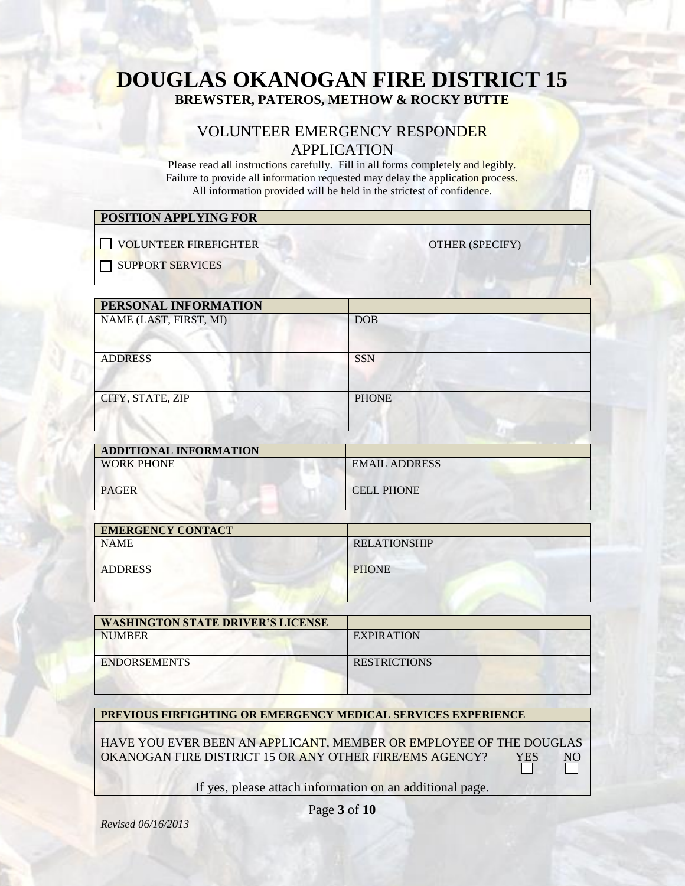# DOUGLAS OKANOGAN FIRE DISTRICT 15

**BREWSTER, PATEROS, METHOW & ROCKY BUTTE**

## VOLUNTEER EMERGENCY RESPONDER APPLICATION

Please read all instructions carefully. Fill in all forms completely and legibly.
Failure to provide all information requested may delay the application process.
All information provided will be held in the strictest of confidence.

| **POSITION APPLYING FOR** | |
|---|---|
| ☐ VOLUNTEER FIREFIGHTER<br>☐ SUPPORT SERVICES | OTHER (SPECIFY) |

| **PERSONAL INFORMATION** | |
|---|---|
| NAME (LAST, FIRST, MI) | DOB |
| ADDRESS | SSN |
| CITY, STATE, ZIP | PHONE |

| **ADDITIONAL INFORMATION** | |
|---|---|
| WORK PHONE | EMAIL ADDRESS |
| PAGER | CELL PHONE |

| **EMERGENCY CONTACT** | |
|---|---|
| NAME | RELATIONSHIP |
| ADDRESS | PHONE |

| **WASHINGTON STATE DRIVER'S LICENSE** | |
|---|---|
| NUMBER | EXPIRATION |
| ENDORSEMENTS | RESTRICTIONS |

| **PREVIOUS FIRFIGHTING OR EMERGENCY MEDICAL SERVICES EXPERIENCE** |
|---|
| HAVE YOU EVER BEEN AN APPLICANT, MEMBER OR EMPLOYEE OF THE DOUGLAS OKANOGAN FIRE DISTRICT 15 OR ANY OTHER FIRE/EMS AGENCY? YES ☐ NO ☐ |
| If yes, please attach information on an additional page. |

*Revised 06/16/2013*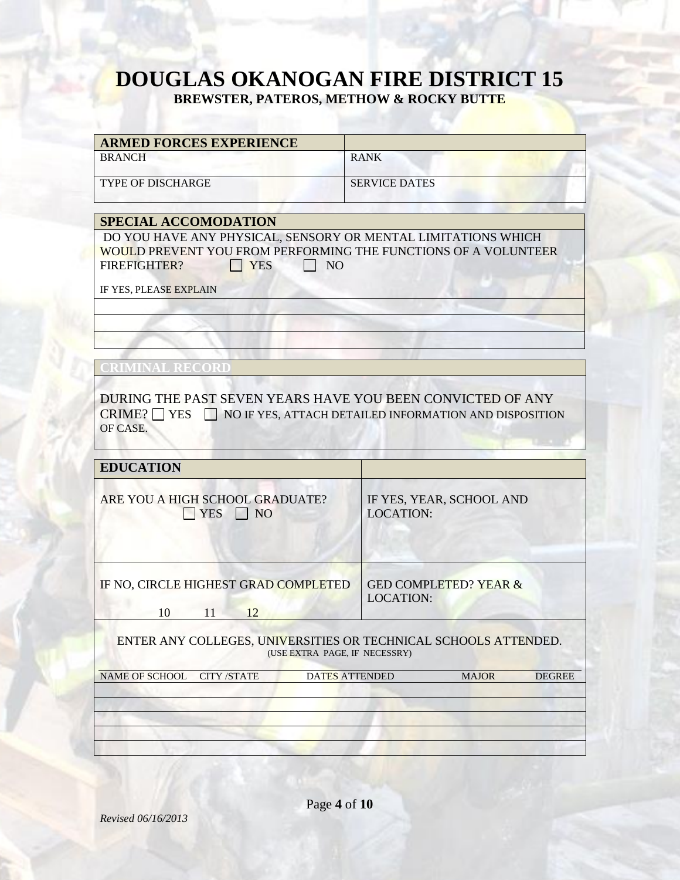# DOUGLAS OKANOGAN FIRE DISTRICT 15

**BREWSTER, PATEROS, METHOW & ROCKY BUTTE**

| ARMED FORCES EXPERIENCE | |
|---|---|
| BRANCH | RANK |
| TYPE OF DISCHARGE | SERVICE DATES |

## SPECIAL ACCOMODATION

DO YOU HAVE ANY PHYSICAL, SENSORY OR MENTAL LIMITATIONS WHICH WOULD PREVENT YOU FROM PERFORMING THE FUNCTIONS OF A VOLUNTEER FIREFIGHTER? ☐ YES ☐ NO

IF YES, PLEASE EXPLAIN

## CRIMINAL RECORD

DURING THE PAST SEVEN YEARS HAVE YOU BEEN CONVICTED OF ANY CRIME? ☐ YES ☐ NO IF YES, ATTACH DETAILED INFORMATION AND DISPOSITION OF CASE.

## EDUCATION

| ARE YOU A HIGH SCHOOL GRADUATE? ☐ YES ☐ NO | IF YES, YEAR, SCHOOL AND LOCATION: |
|---|---|
| IF NO, CIRCLE HIGHEST GRAD COMPLETED 10 11 12 | GED COMPLETED? YEAR & LOCATION: |

ENTER ANY COLLEGES, UNIVERSITIES OR TECHNICAL SCHOOLS ATTENDED.
(USE EXTRA PAGE, IF NECESSRY)

| NAME OF SCHOOL | CITY /STATE | DATES ATTENDED | MAJOR | DEGREE |
|---|---|---|---|---|
| | | | | |
| | | | | |
| | | | | |
| | | | | |
| | | | | |

*Revised 06/16/2013*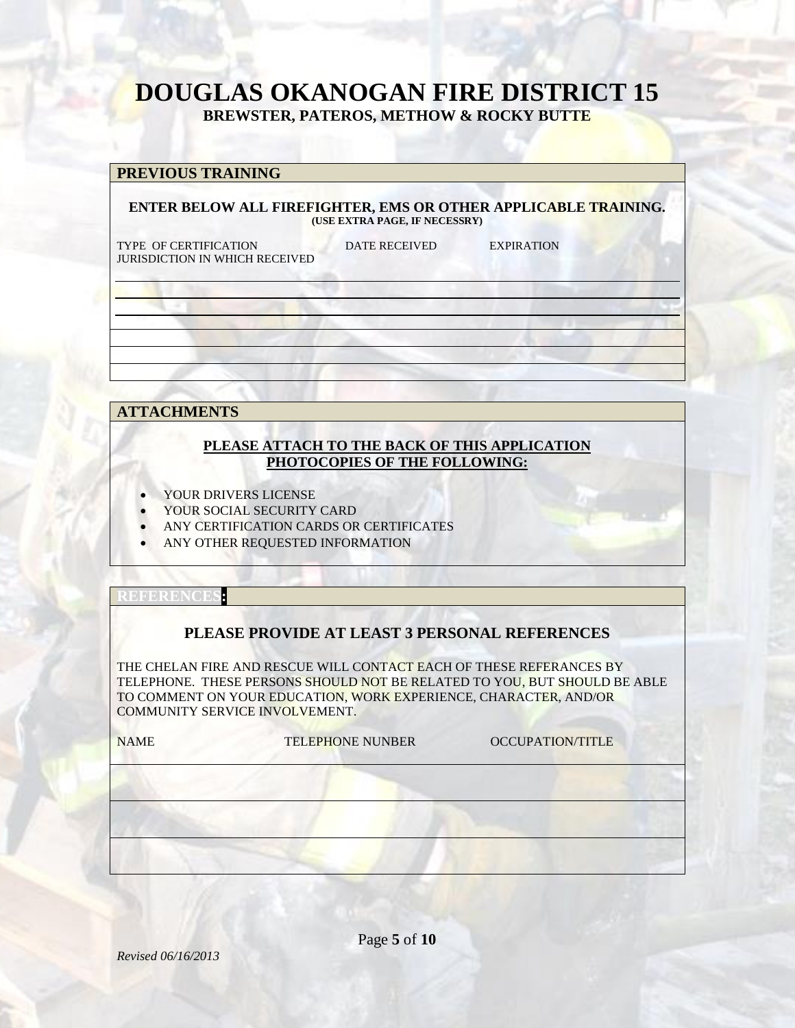# DOUGLAS OKANOGAN FIRE DISTRICT 15

**BREWSTER, PATEROS, METHOW & ROCKY BUTTE**

## PREVIOUS TRAINING

**ENTER BELOW ALL FIREFIGHTER, EMS OR OTHER APPLICABLE TRAINING.**
**(USE EXTRA PAGE, IF NECESSRY)**

| TYPE OF CERTIFICATION JURISDICTION IN WHICH RECEIVED | DATE RECEIVED | EXPIRATION |
|---|---|---|
| | | |
| | | |
| | | |
| | | |
| | | |
| | | |

## ATTACHMENTS

**PLEASE ATTACH TO THE BACK OF THIS APPLICATION PHOTOCOPIES OF THE FOLLOWING:**

- YOUR DRIVERS LICENSE
- YOUR SOCIAL SECURITY CARD
- ANY CERTIFICATION CARDS OR CERTIFICATES
- ANY OTHER REQUESTED INFORMATION

## REFERENCES:

**PLEASE PROVIDE AT LEAST 3 PERSONAL REFERENCES**

THE CHELAN FIRE AND RESCUE WILL CONTACT EACH OF THESE REFERANCES BY TELEPHONE. THESE PERSONS SHOULD NOT BE RELATED TO YOU, BUT SHOULD BE ABLE TO COMMENT ON YOUR EDUCATION, WORK EXPERIENCE, CHARACTER, AND/OR COMMUNITY SERVICE INVOLVEMENT.

| NAME | TELEPHONE NUNBER | OCCUPATION/TITLE |
|---|---|---|
| | | |
| | | |
| | | |

*Revised 06/16/2013*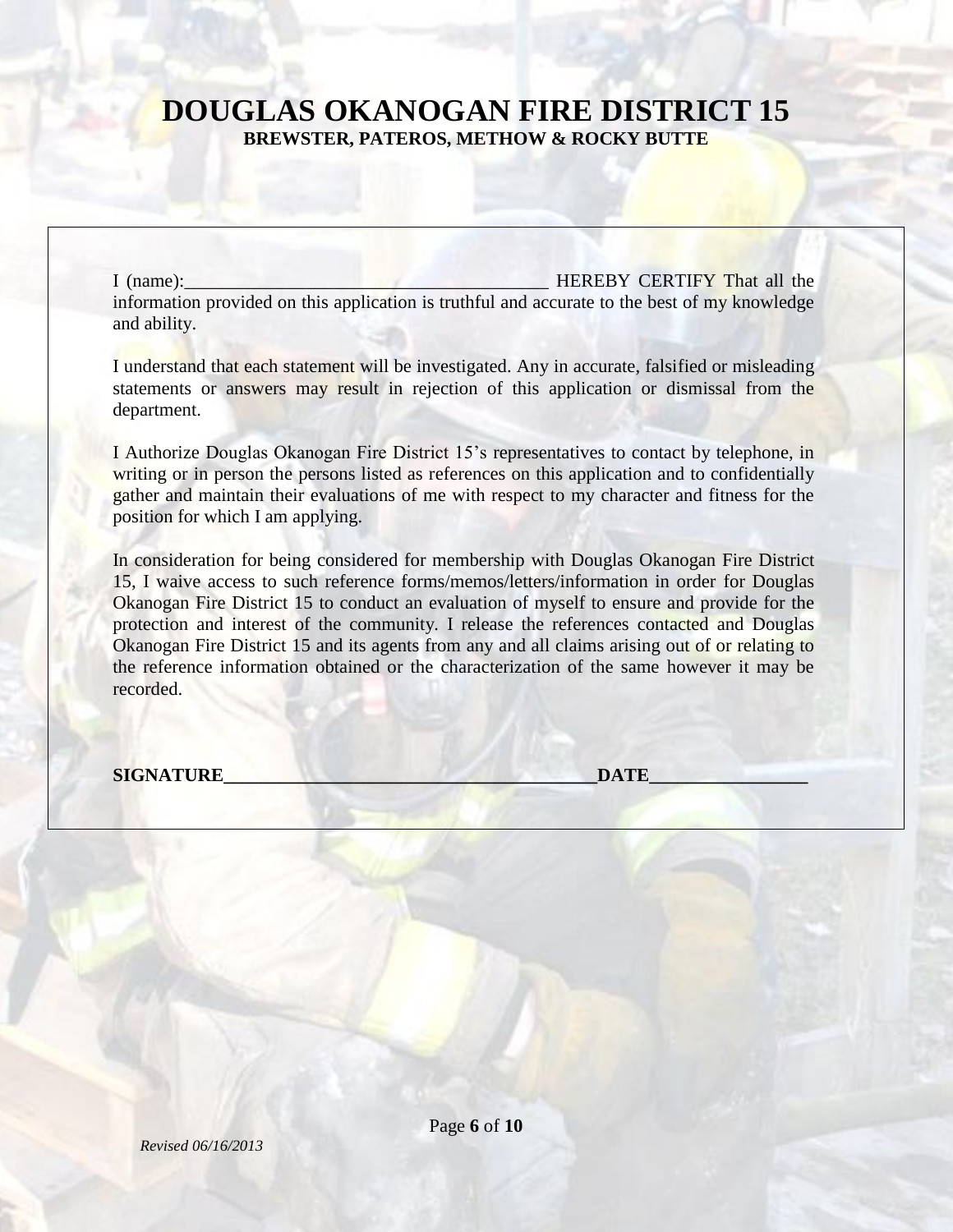# DOUGLAS OKANOGAN FIRE DISTRICT 15

**BREWSTER, PATEROS, METHOW & ROCKY BUTTE**

I (name):_______________________________________ HEREBY CERTIFY That all the information provided on this application is truthful and accurate to the best of my knowledge and ability.

I understand that each statement will be investigated. Any in accurate, falsified or misleading statements or answers may result in rejection of this application or dismissal from the department.

I Authorize Douglas Okanogan Fire District 15's representatives to contact by telephone, in writing or in person the persons listed as references on this application and to confidentially gather and maintain their evaluations of me with respect to my character and fitness for the position for which I am applying.

In consideration for being considered for membership with Douglas Okanogan Fire District 15, I waive access to such reference forms/memos/letters/information in order for Douglas Okanogan Fire District 15 to conduct an evaluation of myself to ensure and provide for the protection and interest of the community. I release the references contacted and Douglas Okanogan Fire District 15 and its agents from any and all claims arising out of or relating to the reference information obtained or the characterization of the same however it may be recorded.

**SIGNATURE________________________________________DATE_________________**

*Revised 06/16/2013*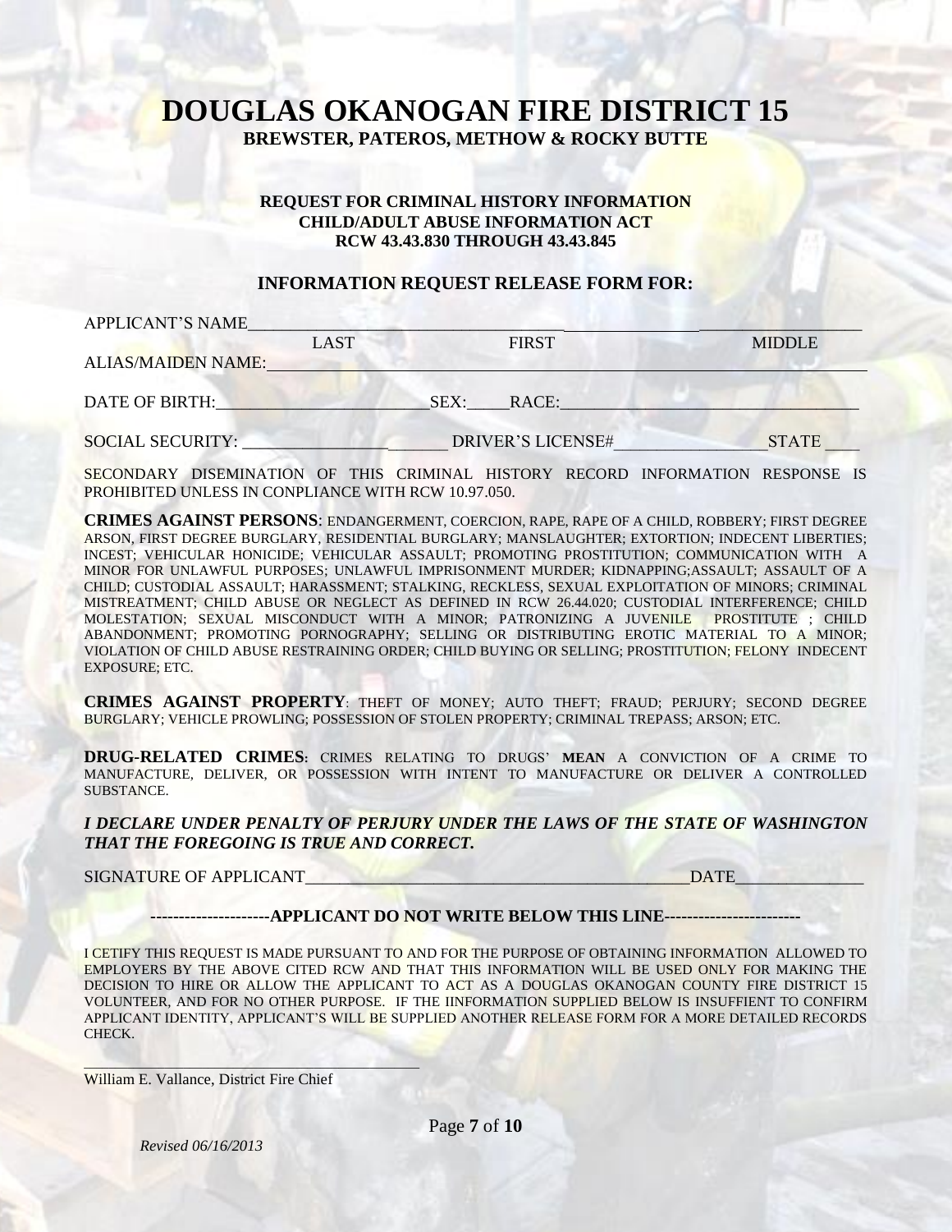# DOUGLAS OKANOGAN FIRE DISTRICT 15

**BREWSTER, PATEROS, METHOW & ROCKY BUTTE**

**REQUEST FOR CRIMINAL HISTORY INFORMATION**
**CHILD/ADULT ABUSE INFORMATION ACT**
**RCW 43.43.830 THROUGH 43.43.845**

**INFORMATION REQUEST RELEASE FORM FOR:**

APPLICANT'S NAME_______________________________________________________________
LAST FIRST MIDDLE

ALIAS/MAIDEN NAME:______________________________________________________________

DATE OF BIRTH:_________________________SEX:_____RACE:__________________________________

SOCIAL SECURITY: _______________________ DRIVER'S LICENSE#_________________STATE ____

SECONDARY DISEMINATION OF THIS CRIMINAL HISTORY RECORD INFORMATION RESPONSE IS PROHIBITED UNLESS IN CONPLIANCE WITH RCW 10.97.050.

**CRIMES AGAINST PERSONS**: ENDANGERMENT, COERCION, RAPE, RAPE OF A CHILD, ROBBERY; FIRST DEGREE ARSON, FIRST DEGREE BURGLARY, RESIDENTIAL BURGLARY; MANSLAUGHTER; EXTORTION; INDECENT LIBERTIES; INCEST; VEHICULAR HONICIDE; VEHICULAR ASSAULT; PROMOTING PROSTITUTION; COMMUNICATION WITH A MINOR FOR UNLAWFUL PURPOSES; UNLAWFUL IMPRISONMENT MURDER; KIDNAPPING;ASSAULT; ASSAULT OF A CHILD; CUSTODIAL ASSAULT; HARASSMENT; STALKING, RECKLESS, SEXUAL EXPLOITATION OF MINORS; CRIMINAL MISTREATMENT; CHILD ABUSE OR NEGLECT AS DEFINED IN RCW 26.44.020; CUSTODIAL INTERFERENCE; CHILD MOLESTATION; SEXUAL MISCONDUCT WITH A MINOR; PATRONIZING A JUVENILE PROSTITUTE ; CHILD ABANDONMENT; PROMOTING PORNOGRAPHY; SELLING OR DISTRIBUTING EROTIC MATERIAL TO A MINOR; VIOLATION OF CHILD ABUSE RESTRAINING ORDER; CHILD BUYING OR SELLING; PROSTITUTION; FELONY INDECENT EXPOSURE; ETC.

**CRIMES AGAINST PROPERTY**: THEFT OF MONEY; AUTO THEFT; FRAUD; PERJURY; SECOND DEGREE BURGLARY; VEHICLE PROWLING; POSSESSION OF STOLEN PROPERTY; CRIMINAL TREPASS; ARSON; ETC.

**DRUG-RELATED CRIMES:** CRIMES RELATING TO DRUGS' **MEAN** A CONVICTION OF A CRIME TO MANUFACTURE, DELIVER, OR POSSESSION WITH INTENT TO MANUFACTURE OR DELIVER A CONTROLLED SUBSTANCE.

***I DECLARE UNDER PENALTY OF PERJURY UNDER THE LAWS OF THE STATE OF WASHINGTON THAT THE FOREGOING IS TRUE AND CORRECT.***

SIGNATURE OF APPLICANT_____________________________________________DATE_______________

**---------------------APPLICANT DO NOT WRITE BELOW THIS LINE------------------------**

I CETIFY THIS REQUEST IS MADE PURSUANT TO AND FOR THE PURPOSE OF OBTAINING INFORMATION ALLOWED TO EMPLOYERS BY THE ABOVE CITED RCW AND THAT THIS INFORMATION WILL BE USED ONLY FOR MAKING THE DECISION TO HIRE OR ALLOW THE APPLICANT TO ACT AS A DOUGLAS OKANOGAN COUNTY FIRE DISTRICT 15 VOLUNTEER, AND FOR NO OTHER PURPOSE. IF THE IINFORMATION SUPPLIED BELOW IS INSUFFIENT TO CONFIRM APPLICANT IDENTITY, APPLICANT'S WILL BE SUPPLIED ANOTHER RELEASE FORM FOR A MORE DETAILED RECORDS CHECK.

_____________________________________________
William E. Vallance, District Fire Chief

*Revised 06/16/2013*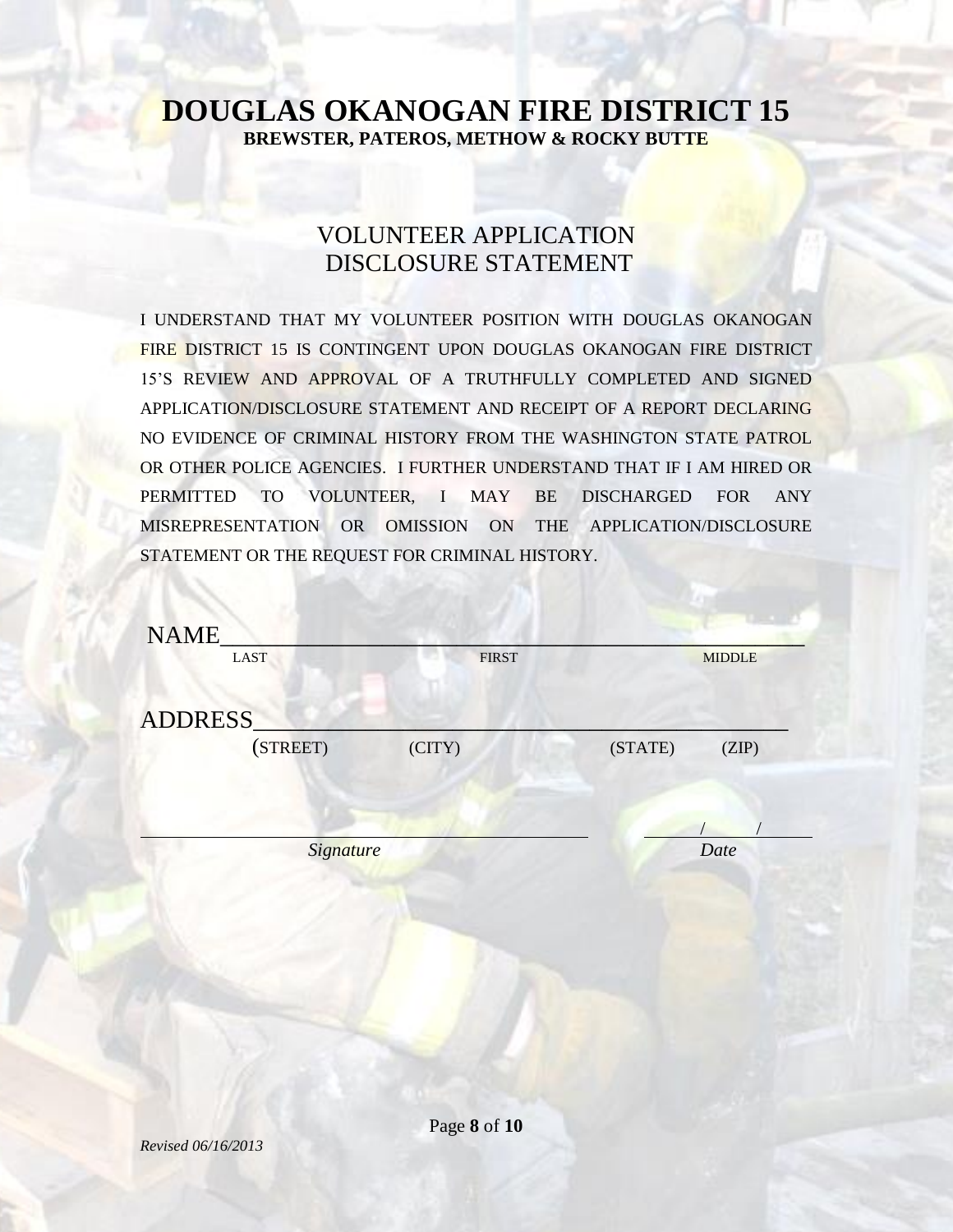# DOUGLAS OKANOGAN FIRE DISTRICT 15

**BREWSTER, PATEROS, METHOW & ROCKY BUTTE**

## VOLUNTEER APPLICATION
## DISCLOSURE STATEMENT

I UNDERSTAND THAT MY VOLUNTEER POSITION WITH DOUGLAS OKANOGAN FIRE DISTRICT 15 IS CONTINGENT UPON DOUGLAS OKANOGAN FIRE DISTRICT 15'S REVIEW AND APPROVAL OF A TRUTHFULLY COMPLETED AND SIGNED APPLICATION/DISCLOSURE STATEMENT AND RECEIPT OF A REPORT DECLARING NO EVIDENCE OF CRIMINAL HISTORY FROM THE WASHINGTON STATE PATROL OR OTHER POLICE AGENCIES. I FURTHER UNDERSTAND THAT IF I AM HIRED OR PERMITTED TO VOLUNTEER, I MAY BE DISCHARGED FOR ANY MISREPRESENTATION OR OMISSION ON THE APPLICATION/DISCLOSURE STATEMENT OR THE REQUEST FOR CRIMINAL HISTORY.

NAME_____________________________________________
LAST FIRST MIDDLE

ADDRESS__________________________________________
(STREET) (CITY) (STATE) (ZIP)

_________________________________ ______/______/______
*Signature* *Date*

*Revised 06/16/2013*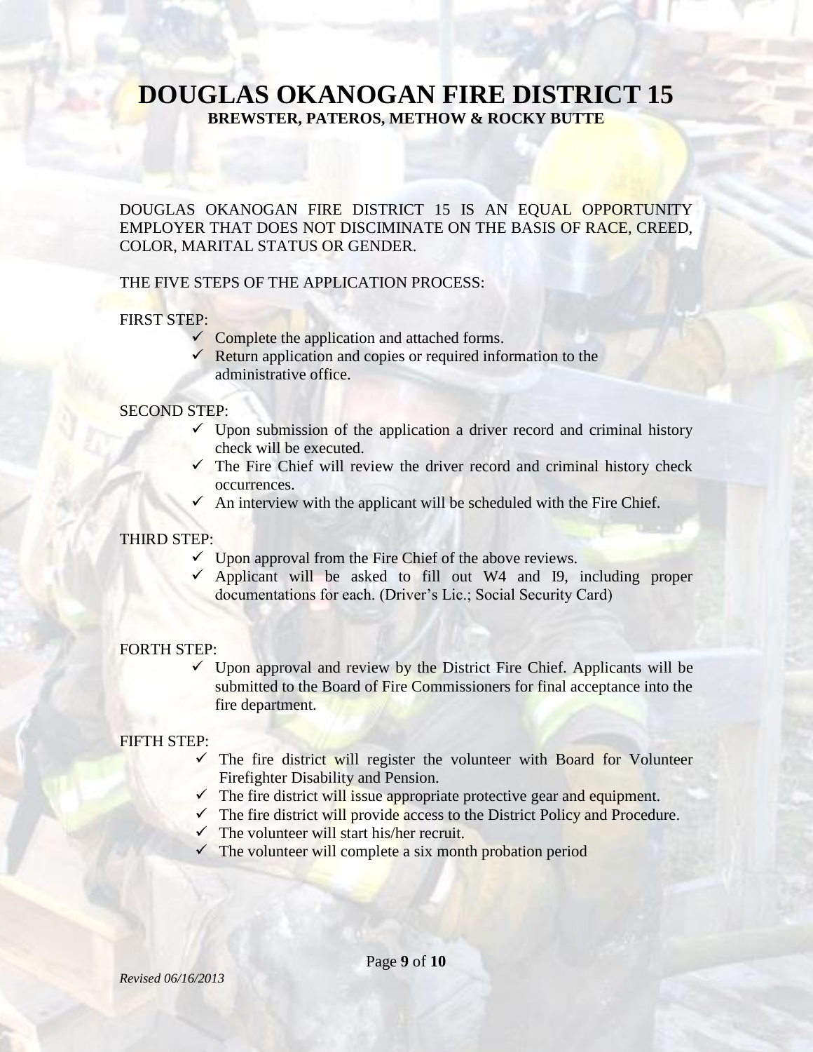# DOUGLAS OKANOGAN FIRE DISTRICT 15

**BREWSTER, PATEROS, METHOW & ROCKY BUTTE**

DOUGLAS OKANOGAN FIRE DISTRICT 15 IS AN EQUAL OPPORTUNITY EMPLOYER THAT DOES NOT DISCIMINATE ON THE BASIS OF RACE, CREED, COLOR, MARITAL STATUS OR GENDER.

THE FIVE STEPS OF THE APPLICATION PROCESS:

FIRST STEP:

- ✓ Complete the application and attached forms.
- ✓ Return application and copies or required information to the administrative office.

SECOND STEP:

- ✓ Upon submission of the application a driver record and criminal history check will be executed.
- ✓ The Fire Chief will review the driver record and criminal history check occurrences.
- ✓ An interview with the applicant will be scheduled with the Fire Chief.

THIRD STEP:

- ✓ Upon approval from the Fire Chief of the above reviews.
- ✓ Applicant will be asked to fill out W4 and I9, including proper documentations for each. (Driver's Lic.; Social Security Card)

FORTH STEP:

- ✓ Upon approval and review by the District Fire Chief. Applicants will be submitted to the Board of Fire Commissioners for final acceptance into the fire department.

FIFTH STEP:

- ✓ The fire district will register the volunteer with Board for Volunteer Firefighter Disability and Pension.
- ✓ The fire district will issue appropriate protective gear and equipment.
- ✓ The fire district will provide access to the District Policy and Procedure.
- ✓ The volunteer will start his/her recruit.
- ✓ The volunteer will complete a six month probation period

*Revised 06/16/2013*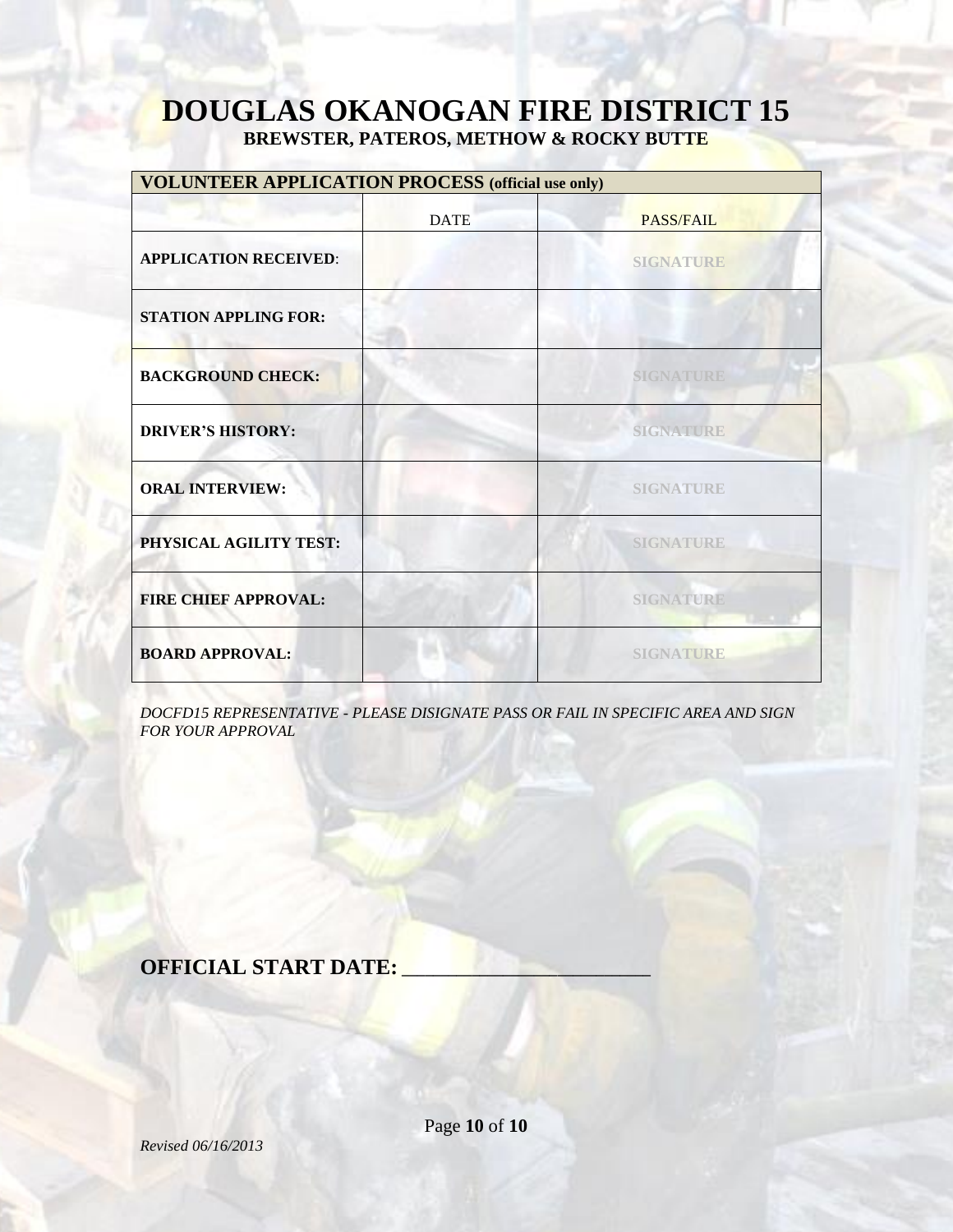# DOUGLAS OKANOGAN FIRE DISTRICT 15

## BREWSTER, PATEROS, METHOW & ROCKY BUTTE

| VOLUNTEER APPLICATION PROCESS (official use only) | | |
|---|---|---|
| | DATE | PASS/FAIL |
| **APPLICATION RECEIVED**: | | SIGNATURE |
| **STATION APPLING FOR:** | | |
| **BACKGROUND CHECK:** | | SIGNATURE |
| **DRIVER'S HISTORY:** | | SIGNATURE |
| **ORAL INTERVIEW:** | | SIGNATURE |
| **PHYSICAL AGILITY TEST:** | | SIGNATURE |
| **FIRE CHIEF APPROVAL:** | | SIGNATURE |
| **BOARD APPROVAL:** | | SIGNATURE |

*DOCFD15 REPRESENTATIVE - PLEASE DISIGNATE PASS OR FAIL IN SPECIFIC AREA AND SIGN FOR YOUR APPROVAL*

**OFFICIAL START DATE:** ______________________

*Revised 06/16/2013*